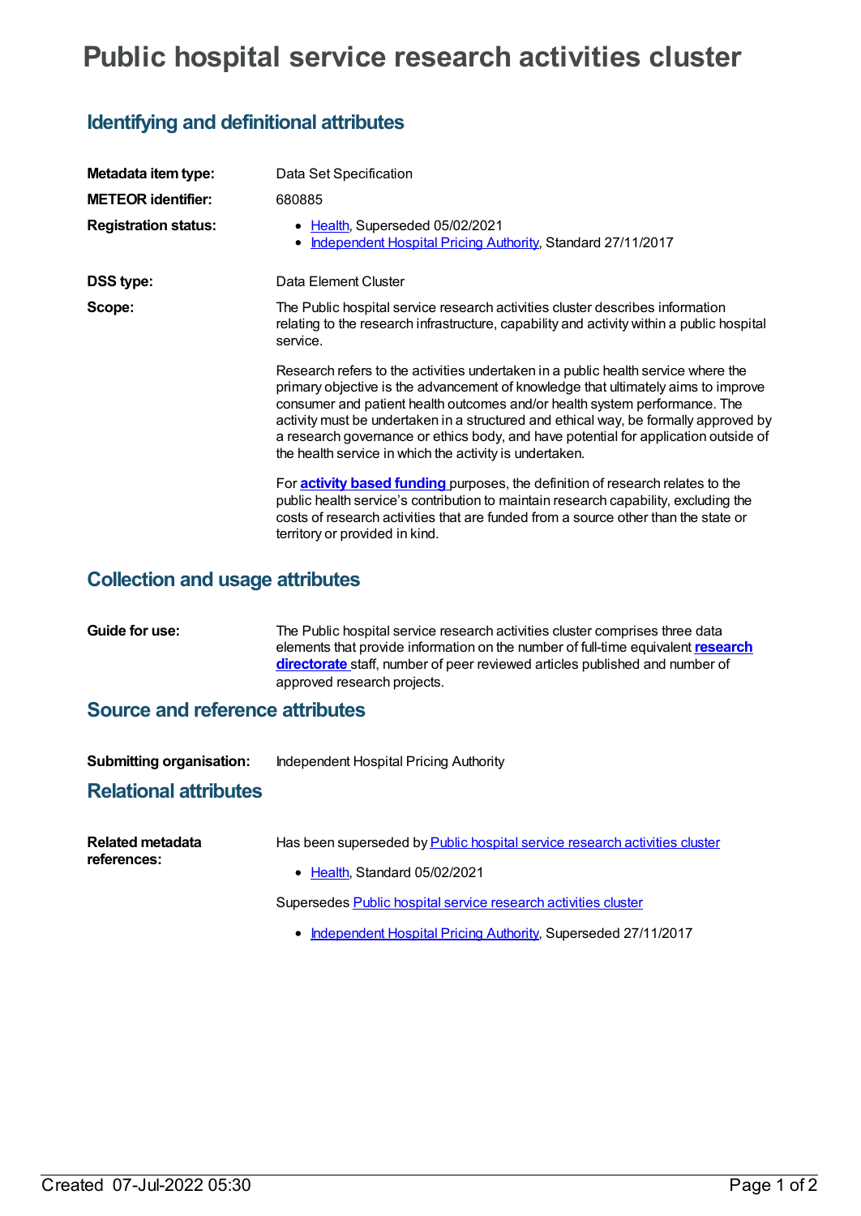# Public hospital service research activities cluster

## Identifying and definitional attributes

**Metadata item type:** Data Set Specification

**METEOR identifier:** 680885

**Registration status:**
- Health, Superseded 05/02/2021
- Independent Hospital Pricing Authority, Standard 27/11/2017

**DSS type:** Data Element Cluster

**Scope:** The Public hospital service research activities cluster describes information relating to the research infrastructure, capability and activity within a public hospital service.

Research refers to the activities undertaken in a public health service where the primary objective is the advancement of knowledge that ultimately aims to improve consumer and patient health outcomes and/or health system performance. The activity must be undertaken in a structured and ethical way, be formally approved by a research governance or ethics body, and have potential for application outside of the health service in which the activity is undertaken.

For **activity based funding** purposes, the definition of research relates to the public health service's contribution to maintain research capability, excluding the costs of research activities that are funded from a source other than the state or territory or provided in kind.

## Collection and usage attributes

**Guide for use:** The Public hospital service research activities cluster comprises three data elements that provide information on the number of full-time equivalent **research directorate** staff, number of peer reviewed articles published and number of approved research projects.

## Source and reference attributes

**Submitting organisation:** Independent Hospital Pricing Authority

## Relational attributes

**Related metadata references:**

Has been superseded by Public hospital service research activities cluster
- Health, Standard 05/02/2021

Supersedes Public hospital service research activities cluster
- Independent Hospital Pricing Authority, Superseded 27/11/2017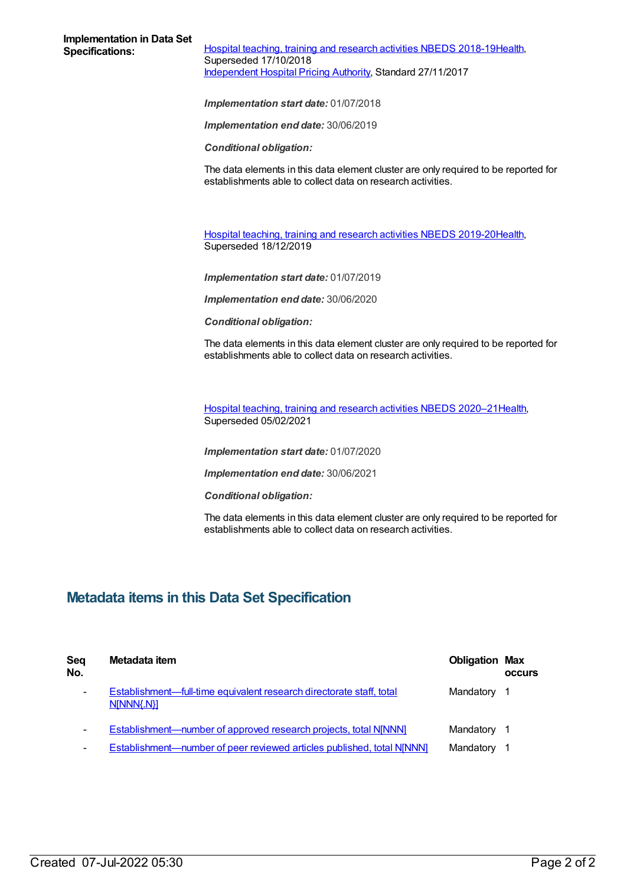**Implementation in Data Set Specifications:**

Hospital teaching, training and research activities NBEDS 2018-19Health, Superseded 17/10/2018
Independent Hospital Pricing Authority, Standard 27/11/2017

*Implementation start date:* 01/07/2018

*Implementation end date:* 30/06/2019

*Conditional obligation:*

The data elements in this data element cluster are only required to be reported for establishments able to collect data on research activities.

Hospital teaching, training and research activities NBEDS 2019-20Health, Superseded 18/12/2019

*Implementation start date:* 01/07/2019

*Implementation end date:* 30/06/2020

*Conditional obligation:*

The data elements in this data element cluster are only required to be reported for establishments able to collect data on research activities.

Hospital teaching, training and research activities NBEDS 2020–21Health, Superseded 05/02/2021

*Implementation start date:* 01/07/2020

*Implementation end date:* 30/06/2021

*Conditional obligation:*

The data elements in this data element cluster are only required to be reported for establishments able to collect data on research activities.

## Metadata items in this Data Set Specification

| Seq No. | Metadata item | Obligation | Max occurs |
| --- | --- | --- | --- |
| - | Establishment—full-time equivalent research directorate staff, total N[NNN{.N}] | Mandatory | 1 |
| - | Establishment—number of approved research projects, total N[NNN] | Mandatory | 1 |
| - | Establishment—number of peer reviewed articles published, total N[NNN] | Mandatory | 1 |